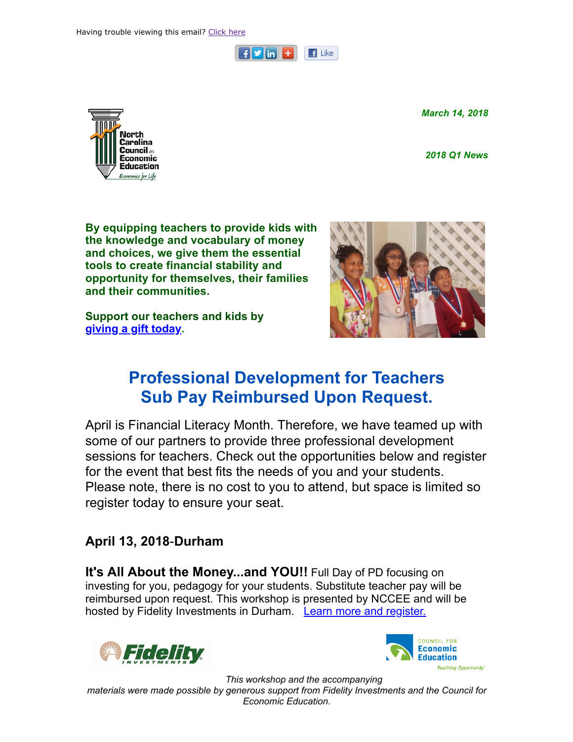Having trouble viewing this email? Click here

*March 14, 2018*

*2018 Q1 News*

**By equipping teachers to provide kids with the knowledge and vocabulary of money and choices, we give them the essential tools to create financial stability and opportunity for themselves, their families and their communities.**

**Support our teachers and kids by giving a gift today.**

## Professional Development for Teachers
## Sub Pay Reimbursed Upon Request.

April is Financial Literacy Month. Therefore, we have teamed up with some of our partners to provide three professional development sessions for teachers. Check out the opportunities below and register for the event that best fits the needs of you and your students. Please note, there is no cost to you to attend, but space is limited so register today to ensure your seat.

### April 13, 2018-Durham

**It's All About the Money...and YOU!!** Full Day of PD focusing on investing for you, pedagogy for your students. Substitute teacher pay will be reimbursed upon request. This workshop is presented by NCCEE and will be hosted by Fidelity Investments in Durham. Learn more and register.

*This workshop and the accompanying materials were made possible by generous support from Fidelity Investments and the Council for Economic Education.*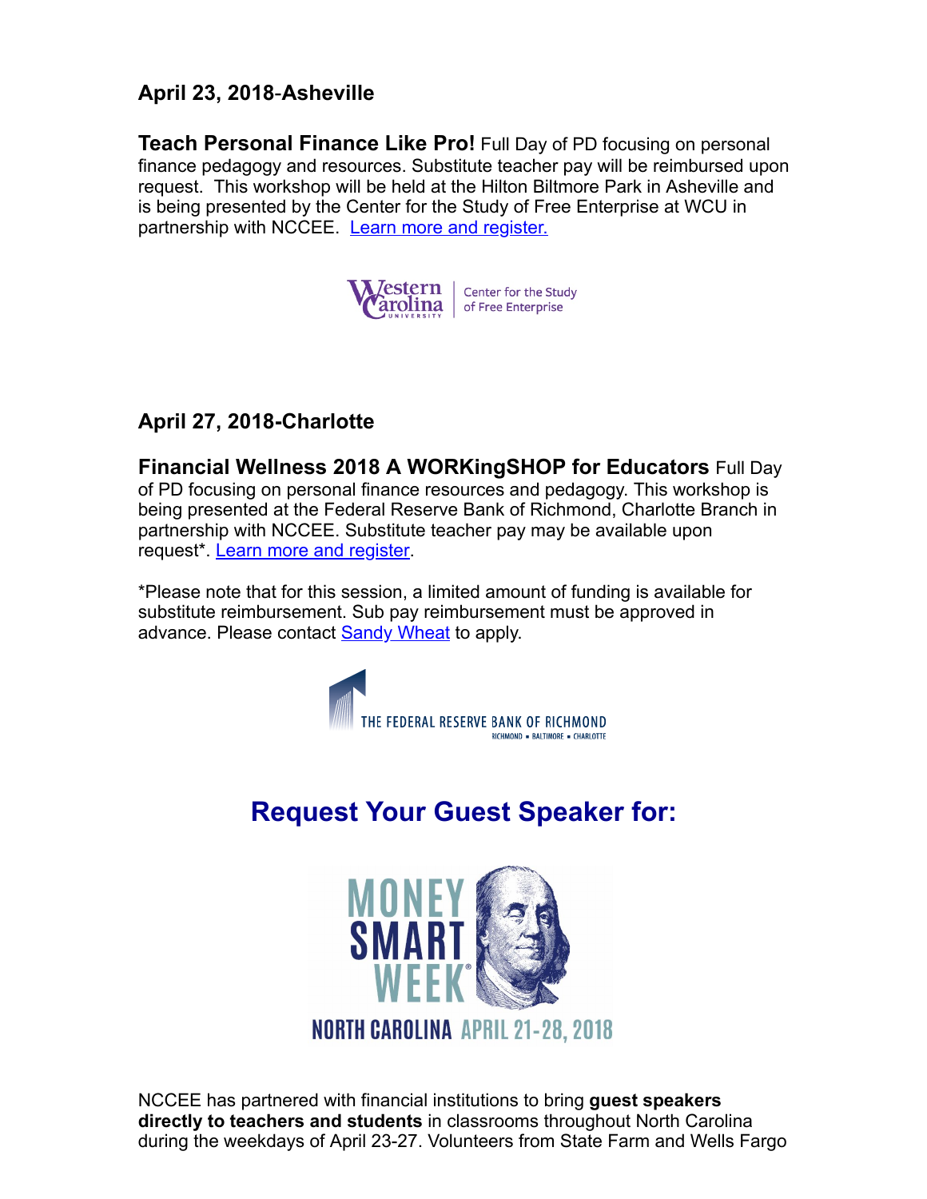**April 23, 2018-Asheville**

**Teach Personal Finance Like Pro!** Full Day of PD focusing on personal finance pedagogy and resources. Substitute teacher pay will be reimbursed upon request. This workshop will be held at the Hilton Biltmore Park in Asheville and is being presented by the Center for the Study of Free Enterprise at WCU in partnership with NCCEE. Learn more and register.

**April 27, 2018-Charlotte**

**Financial Wellness 2018 A WORKingSHOP for Educators** Full Day of PD focusing on personal finance resources and pedagogy. This workshop is being presented at the Federal Reserve Bank of Richmond, Charlotte Branch in partnership with NCCEE. Substitute teacher pay may be available upon request*. Learn more and register.

*Please note that for this session, a limited amount of funding is available for substitute reimbursement. Sub pay reimbursement must be approved in advance. Please contact Sandy Wheat to apply.

## Request Your Guest Speaker for:

NCCEE has partnered with financial institutions to bring **guest speakers directly to teachers and students** in classrooms throughout North Carolina during the weekdays of April 23-27. Volunteers from State Farm and Wells Fargo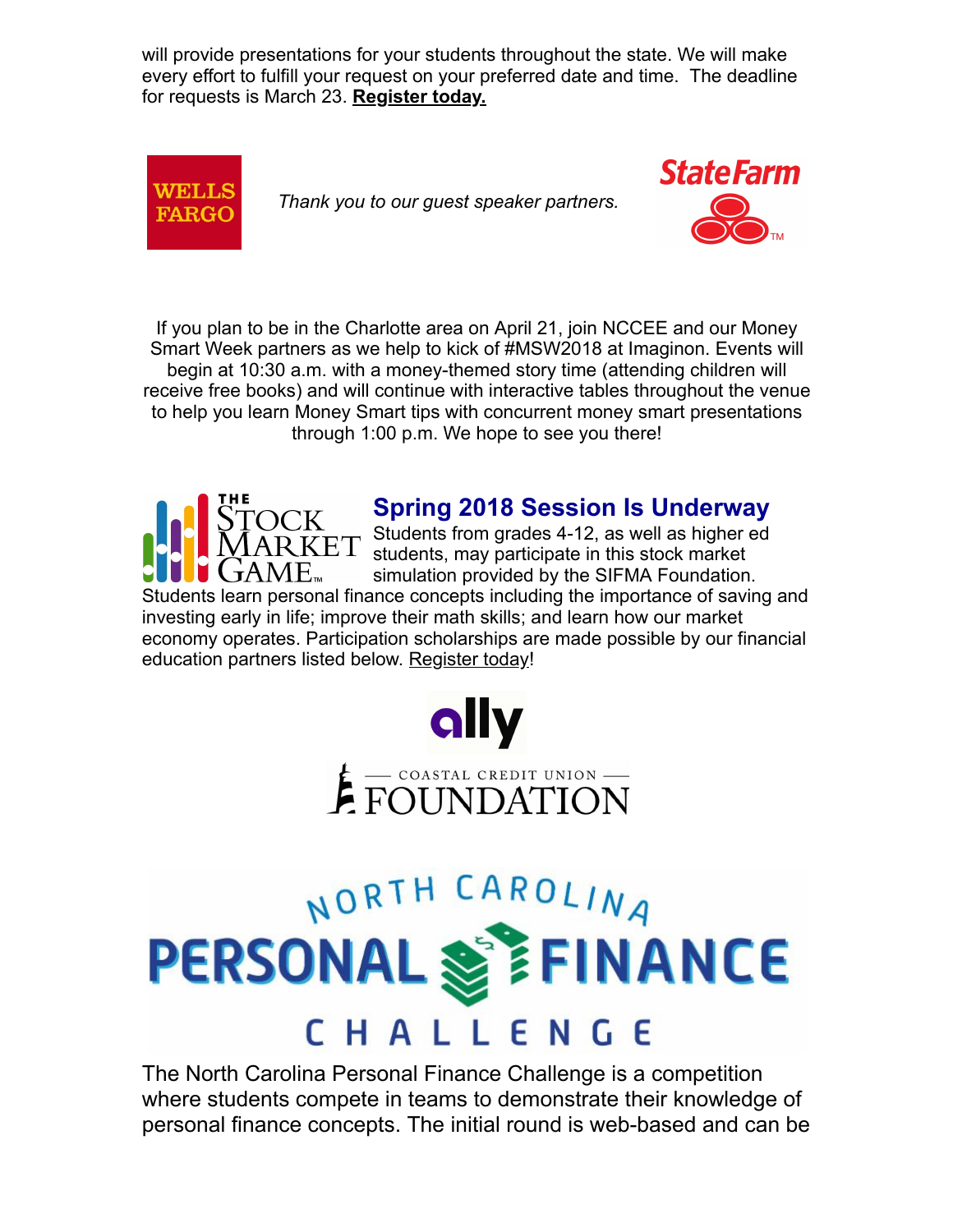will provide presentations for your students throughout the state. We will make every effort to fulfill your request on your preferred date and time. The deadline for requests is March 23. **Register today.**

*Thank you to our guest speaker partners.*

If you plan to be in the Charlotte area on April 21, join NCCEE and our Money Smart Week partners as we help to kick of #MSW2018 at Imaginon. Events will begin at 10:30 a.m. with a money-themed story time (attending children will receive free books) and will continue with interactive tables throughout the venue to help you learn Money Smart tips with concurrent money smart presentations through 1:00 p.m. We hope to see you there!

## Spring 2018 Session Is Underway

Students from grades 4-12, as well as higher ed students, may participate in this stock market simulation provided by the SIFMA Foundation. Students learn personal finance concepts including the importance of saving and investing early in life; improve their math skills; and learn how our market economy operates. Participation scholarships are made possible by our financial education partners listed below. Register today!

The North Carolina Personal Finance Challenge is a competition where students compete in teams to demonstrate their knowledge of personal finance concepts. The initial round is web-based and can be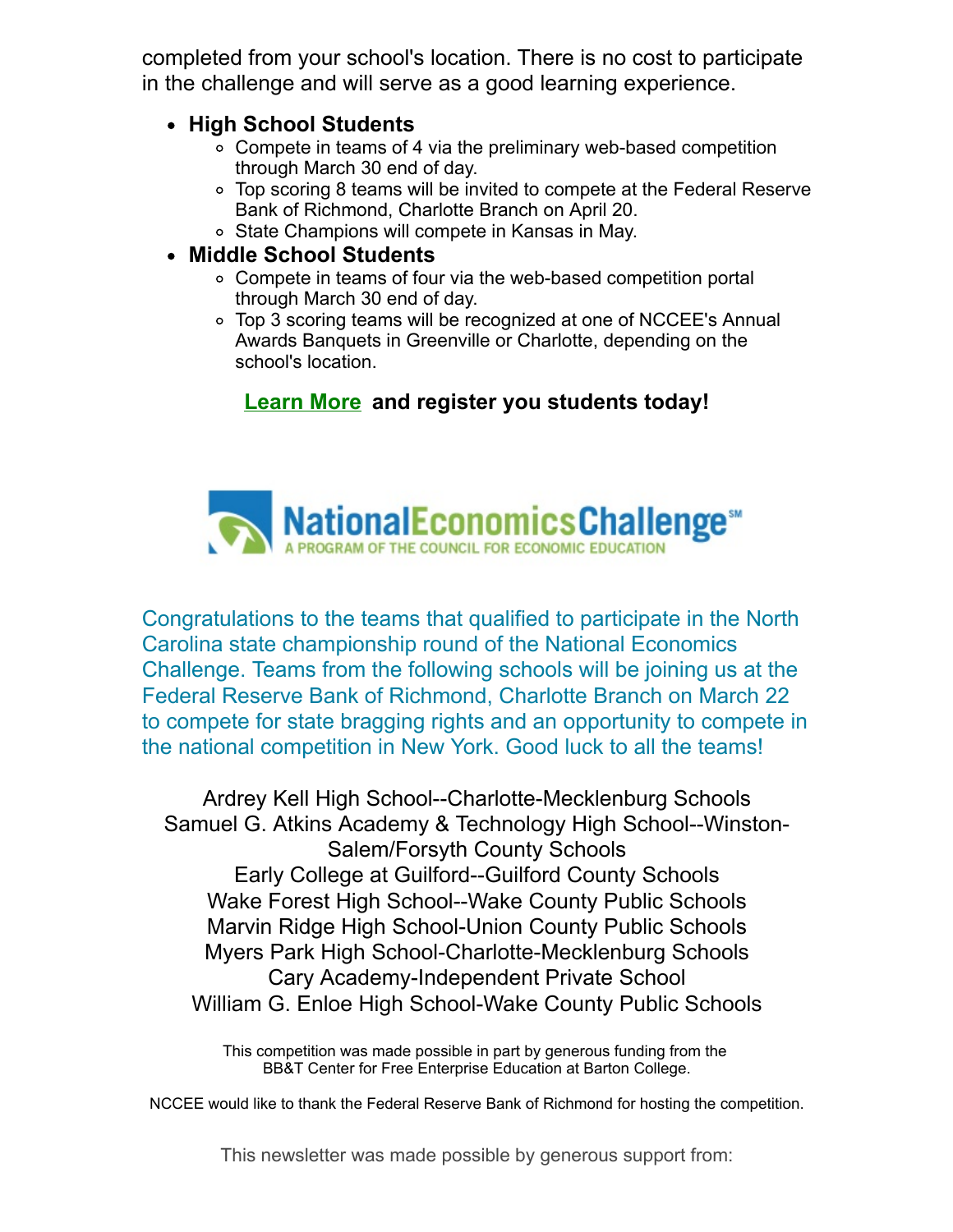completed from your school's location. There is no cost to participate in the challenge and will serve as a good learning experience.

- **High School Students**
  - Compete in teams of 4 via the preliminary web-based competition through March 30 end of day.
  - Top scoring 8 teams will be invited to compete at the Federal Reserve Bank of Richmond, Charlotte Branch on April 20.
  - State Champions will compete in Kansas in May.
- **Middle School Students**
  - Compete in teams of four via the web-based competition portal through March 30 end of day.
  - Top 3 scoring teams will be recognized at one of NCCEE's Annual Awards Banquets in Greenville or Charlotte, depending on the school's location.

**Learn More and register you students today!**

NationalEconomicsChallenge℠
A PROGRAM OF THE COUNCIL FOR ECONOMIC EDUCATION

Congratulations to the teams that qualified to participate in the North Carolina state championship round of the National Economics Challenge. Teams from the following schools will be joining us at the Federal Reserve Bank of Richmond, Charlotte Branch on March 22 to compete for state bragging rights and an opportunity to compete in the national competition in New York. Good luck to all the teams!

Ardrey Kell High School--Charlotte-Mecklenburg Schools
Samuel G. Atkins Academy & Technology High School--Winston-Salem/Forsyth County Schools
Early College at Guilford--Guilford County Schools
Wake Forest High School--Wake County Public Schools
Marvin Ridge High School-Union County Public Schools
Myers Park High School-Charlotte-Mecklenburg Schools
Cary Academy-Independent Private School
William G. Enloe High School-Wake County Public Schools

This competition was made possible in part by generous funding from the BB&T Center for Free Enterprise Education at Barton College.

NCCEE would like to thank the Federal Reserve Bank of Richmond for hosting the competition.

This newsletter was made possible by generous support from: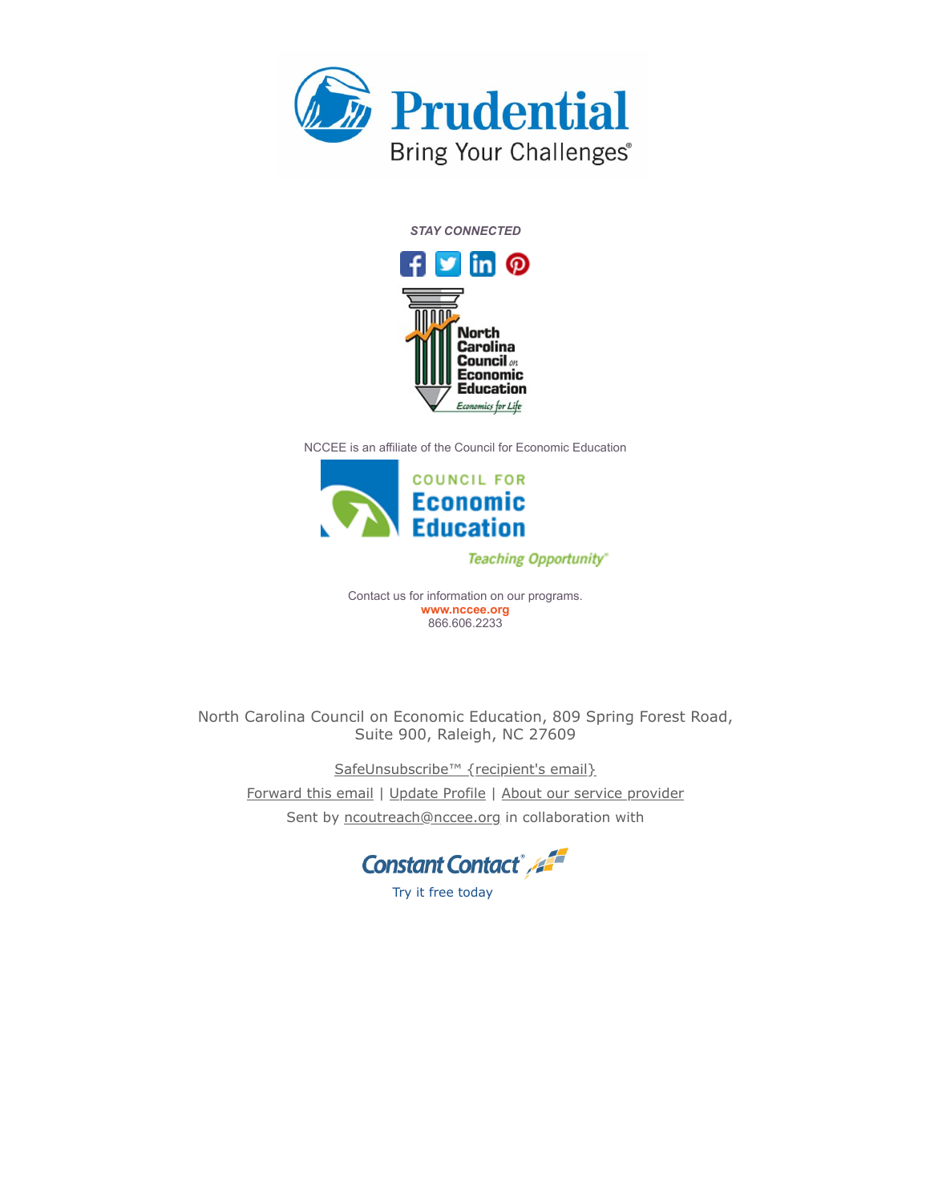Prudential

Bring Your Challenges®

*STAY CONNECTED*

North Carolina Council on Economic Education

Economics for Life

NCCEE is an affiliate of the Council for Economic Education

COUNCIL FOR Economic Education

Teaching Opportunity®

Contact us for information on our programs.
**www.nccee.org**
866.606.2233

North Carolina Council on Economic Education, 809 Spring Forest Road, Suite 900, Raleigh, NC 27609

SafeUnsubscribe™ {recipient's email}

Forward this email | Update Profile | About our service provider

Sent by ncoutreach@nccee.org in collaboration with

Constant Contact®

Try it free today